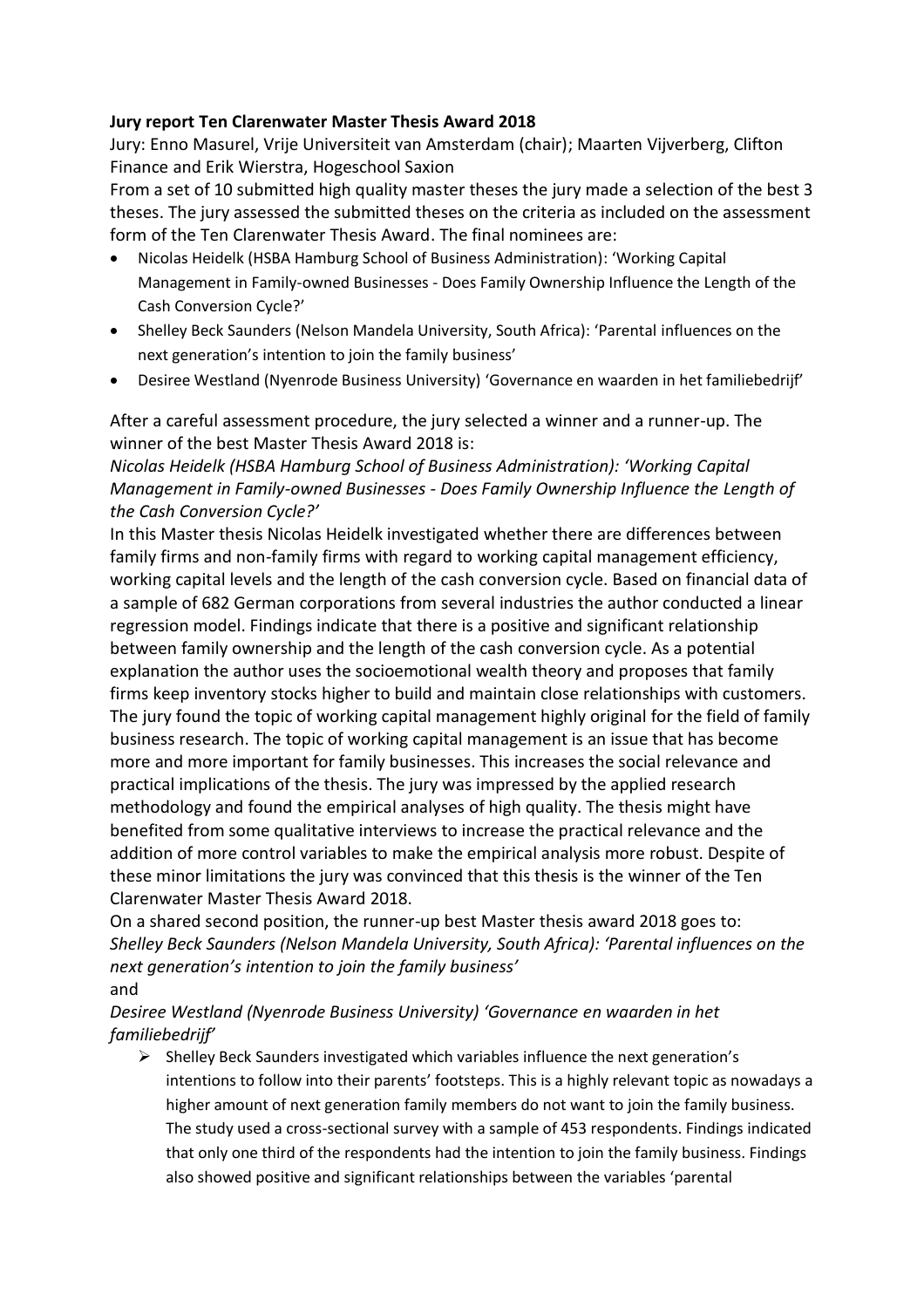**Jury report Ten Clarenwater Master Thesis Award 2018**

Jury: Enno Masurel, Vrije Universiteit van Amsterdam (chair); Maarten Vijverberg, Clifton Finance and Erik Wierstra, Hogeschool Saxion

From a set of 10 submitted high quality master theses the jury made a selection of the best 3 theses. The jury assessed the submitted theses on the criteria as included on the assessment form of the Ten Clarenwater Thesis Award. The final nominees are:

- Nicolas Heidelk (HSBA Hamburg School of Business Administration): 'Working Capital Management in Family-owned Businesses - Does Family Ownership Influence the Length of the Cash Conversion Cycle?'
- Shelley Beck Saunders (Nelson Mandela University, South Africa): 'Parental influences on the next generation's intention to join the family business'
- Desiree Westland (Nyenrode Business University) 'Governance en waarden in het familiebedrijf'

After a careful assessment procedure, the jury selected a winner and a runner-up. The winner of the best Master Thesis Award 2018 is:

*Nicolas Heidelk (HSBA Hamburg School of Business Administration): 'Working Capital Management in Family-owned Businesses - Does Family Ownership Influence the Length of the Cash Conversion Cycle?'*

In this Master thesis Nicolas Heidelk investigated whether there are differences between family firms and non-family firms with regard to working capital management efficiency, working capital levels and the length of the cash conversion cycle. Based on financial data of a sample of 682 German corporations from several industries the author conducted a linear regression model. Findings indicate that there is a positive and significant relationship between family ownership and the length of the cash conversion cycle. As a potential explanation the author uses the socioemotional wealth theory and proposes that family firms keep inventory stocks higher to build and maintain close relationships with customers. The jury found the topic of working capital management highly original for the field of family business research. The topic of working capital management is an issue that has become more and more important for family businesses. This increases the social relevance and practical implications of the thesis. The jury was impressed by the applied research methodology and found the empirical analyses of high quality. The thesis might have benefited from some qualitative interviews to increase the practical relevance and the addition of more control variables to make the empirical analysis more robust. Despite of these minor limitations the jury was convinced that this thesis is the winner of the Ten Clarenwater Master Thesis Award 2018.

On a shared second position, the runner-up best Master thesis award 2018 goes to:

*Shelley Beck Saunders (Nelson Mandela University, South Africa): 'Parental influences on the next generation's intention to join the family business'*

and

*Desiree Westland (Nyenrode Business University) 'Governance en waarden in het familiebedrijf'*

- Shelley Beck Saunders investigated which variables influence the next generation's intentions to follow into their parents' footsteps. This is a highly relevant topic as nowadays a higher amount of next generation family members do not want to join the family business. The study used a cross-sectional survey with a sample of 453 respondents. Findings indicated that only one third of the respondents had the intention to join the family business. Findings also showed positive and significant relationships between the variables 'parental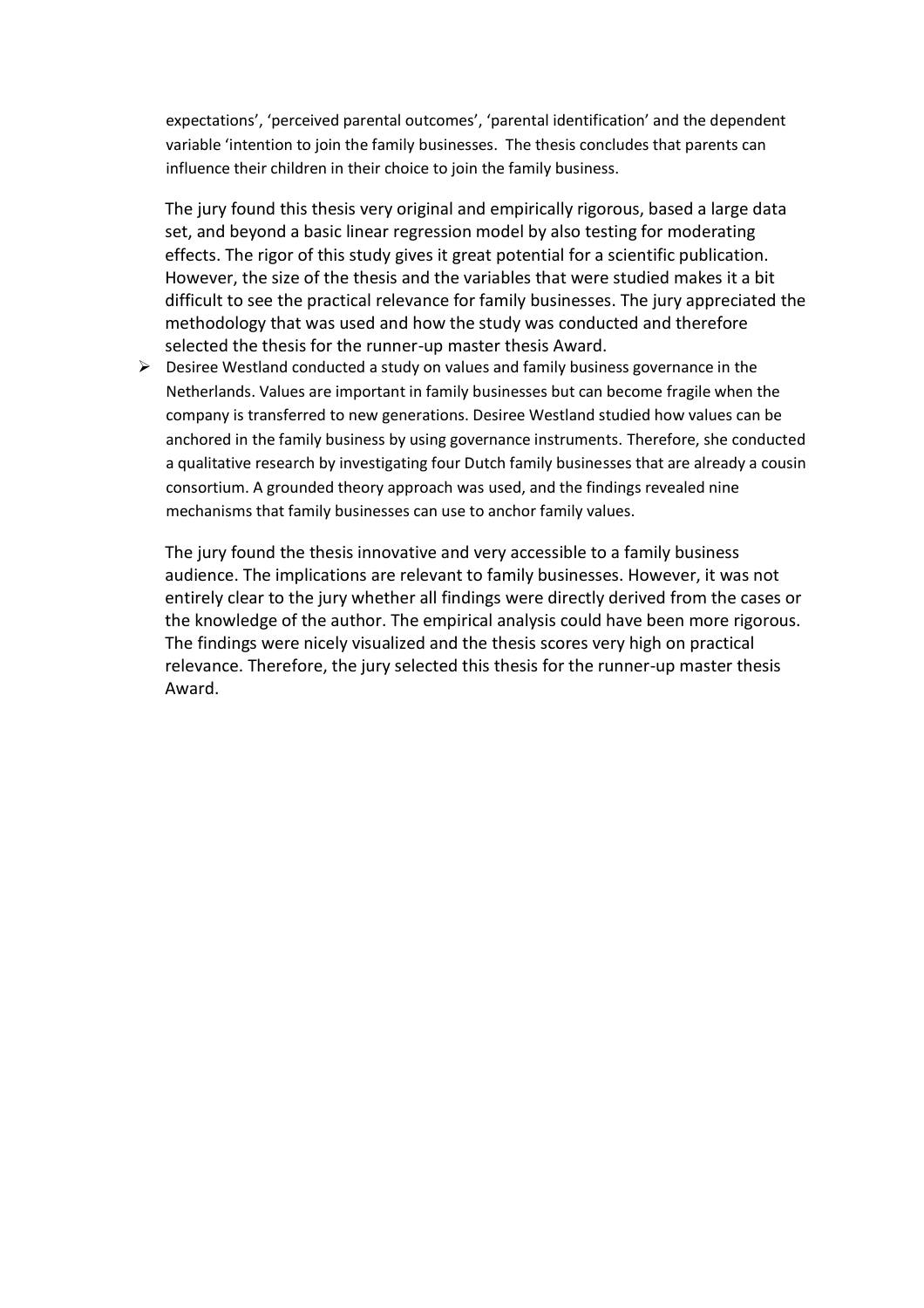expectations', 'perceived parental outcomes', 'parental identification' and the dependent variable 'intention to join the family businesses. The thesis concludes that parents can influence their children in their choice to join the family business.

The jury found this thesis very original and empirically rigorous, based a large data set, and beyond a basic linear regression model by also testing for moderating effects. The rigor of this study gives it great potential for a scientific publication. However, the size of the thesis and the variables that were studied makes it a bit difficult to see the practical relevance for family businesses. The jury appreciated the methodology that was used and how the study was conducted and therefore selected the thesis for the runner-up master thesis Award.

- Desiree Westland conducted a study on values and family business governance in the Netherlands. Values are important in family businesses but can become fragile when the company is transferred to new generations. Desiree Westland studied how values can be anchored in the family business by using governance instruments. Therefore, she conducted a qualitative research by investigating four Dutch family businesses that are already a cousin consortium. A grounded theory approach was used, and the findings revealed nine mechanisms that family businesses can use to anchor family values.

  The jury found the thesis innovative and very accessible to a family business audience. The implications are relevant to family businesses. However, it was not entirely clear to the jury whether all findings were directly derived from the cases or the knowledge of the author. The empirical analysis could have been more rigorous. The findings were nicely visualized and the thesis scores very high on practical relevance. Therefore, the jury selected this thesis for the runner-up master thesis Award.